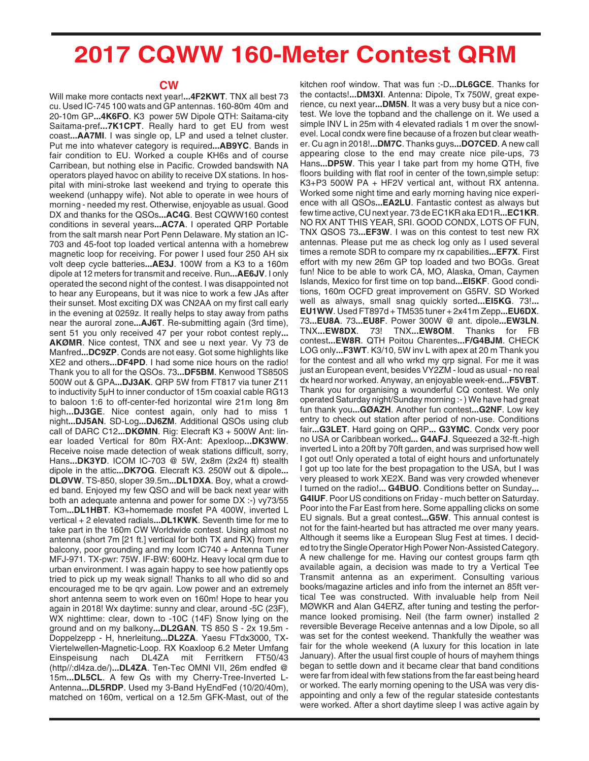# 2017 CQWW 160-Meter Contest QRM

## CW

Will make more contacts next year!...**4F2KWT**. TNX all best 73 cu. Used IC-745 100 wats and GP antennas. 160-80m 40m and 20-10m GP...**4K6FO**. K3 power 5W Dipole QTH: Saitama-city Saitama-pref...**7K1CPT**. Really hard to get EU from west coast...**AA7MI**. I was single op, LP and used a telnet cluster. Put me into whatever category is required...**AB9YC**. Bands in fair condition to EU. Worked a couple KH6s and of course Carribean, but nothing else in Pacific. Crowded bandswith NA operators played havoc on ability to receive DX stations. In hospital with mini-stroke last weekend and trying to operate this weekend (unhappy wife). Not able to operate in wee hours of morning - needed my rest. Otherwise, enjoyable as usual. Good DX and thanks for the QSOs...**AC4G**. Best CQWW160 contest conditions in several years...**AC7A**. I operated QRP Portable from the salt marsh near Port Penn Delaware. My station an IC-703 and 45-foot top loaded vertical antenna with a homebrew magnetic loop for receiving. For power I used four 250 AH six volt deep cycle batteries...**AE3J**. 100W from a K3 to a 160m dipole at 12 meters for transmit and receive. Run...**AE6JV**. I only operated the second night of the contest. I was disappointed not to hear any Europeans, but it was nice to work a few JAs after their sunset. Most exciting DX was CN2AA on my first call early in the evening at 0259z. It really helps to stay away from paths near the auroral zone...**AJ6T**. Re-submitting again (3rd time), sent 51 you only received 47 per your robot contest reply...**AKØMR**. Nice contest, TNX and see u next year. Vy 73 de Manfred...**DC9ZP**. Conds are not easy. Got some highlights like XE2 and others...**DF4PD**. I had some nice hours on the radio! Thank you to all for the QSOs. 73...**DF5BM**. Kenwood TS850S 500W out & GPA...**DJ3AK**. QRP 5W from FT817 via tuner Z11 to inductivity 5µH to inner conductor of 15m coaxial cable RG13 to baloon 1:6 to off-center-fed horizontal wire 21m long 8m high...**DJ3GE**. Nice contest again, only had to miss 1 night...**DJ5AN**. SD-Log...**DJ6ZM**. Additional QSOs using club call of DARC C12...**DKØMN**. Rig: Elecraft K3 + 500W Ant: linear loaded Vertical for 80m RX-Ant: Apexloop...**DK3WW**. Receive noise made detection of weak stations difficult, sorry, Hans...**DK3YD**. ICOM IC-703 @ 5W, 2x8m (2x24 ft) stealth dipole in the attic...**DK7OG**. Elecraft K3. 250W out & dipole...**DLØVW**. TS-850, sloper 39.5m...**DL1DXA**. Boy, what a crowded band. Enjoyed my few QSO and will be back next year with both an adequate antenna and power for some DX :-) vy73/55 Tom...**DL1HBT**. K3+homemade mosfet PA 400W, inverted L vertical + 2 elevated radials...**DL1KWK**. Seventh time for me to take part in the 160m CW Worldwide contest. Using almost no antenna (short 7m [21 ft.] vertical for both TX and RX) from my balcony, poor grounding and my Icom IC740 + Antenna Tuner MFJ-971. TX-pwr: 75W. IF-BW: 600Hz. Heavy local qrm due to urban environment. I was again happy to see how patiently ops tried to pick up my weak signal! Thanks to all who did so and encouraged me to be qrv again. Low power and an extremely short antenna seem to work even on 160m! Hope to hear you again in 2018! Wx daytime: sunny and clear, around -5C (23F), WX nighttime: clear, down to -10C (14F) Snow lying on the ground and on my balkony...**DL2GAN**. TS 850 S - 2x 19.5m - Doppelzepp - H, hnerleitung...**DL2ZA**. Yaesu FTdx3000, TX-Viertelwellen-Magnetic-Loop. RX Koaxloop 6.2 Meter Umfang Einspeisung nach DL4ZA mit Ferritkern FT50/43 (http//:dl4za.de/)...**DL4ZA**. Ten-Tec OMNI VII, 26m endfed @ 15m...**DL5CL**. A few Qs with my Cherry-Tree-Inverted L-Antenna...**DL5RDP**. Used my 3-Band HyEndFed (10/20/40m), matched on 160m, vertical on a 12.5m GFK-Mast, out of the kitchen roof window. That was fun :-D...**DL6GCE**. Thanks for the contacts!...**DM3XI**. Antenna: Dipole, Tx 750W, great experience, cu next year...**DM5N**. It was a very busy but a nice contest. We love the topband and the challenge on it. We used a simple INV L in 25m with 4 elevated radials 1 m over the snowlevel. Local condx were fine because of a frozen but clear weather. Cu agn in 2018!...**DM7C**. Thanks guys...**DO7CED**. A new call appearing close to the end may create nice pile-ups, 73 Hans...**DP5W**. This year I take part from my home QTH, five floors building with flat roof in center of the town,simple setup: K3+P3 500W PA + HF2V vertical ant, without RX antenna. Worked some night time and early morning having nice experience with all QSOs...**EA2LU**. Fantastic contest as always but few time active, CU next year. 73 de EC1KR aka ED1R...**EC1KR**. NO RX ANT THIS YEAR, SRI. GOOD CONDX, LOTS OF FUN, TNX QSOS 73...**EF3W**. I was on this contest to test new RX antennas. Please put me as check log only as I used several times a remote SDR to compare my rx capabilities...**EF7X**. First effort with my new 26m GP top loaded and two BOGs. Great fun! Nice to be able to work CA, MO, Alaska, Oman, Caymen Islands, Mexico for first time on top band...**EI5KF**. Good conditions, 160m OCFD great improvement on G5RV. SD Worked well as always, small snag quickly sorted...**EI5KG**. 73!...**EU1WW**. Used FT897d + TM535 tuner + 2x41m Zepp...**EU6DX**. 73...**EU8A**. 73...**EU8F**. Power 300W @ ant. dipole...**EW3LN**. TNX...**EW8DX**. 73! TNX...**EW8OM**. Thanks for FB contest...**EW8R**. QTH Poitou Charentes...**F/G4BJM**. CHECK LOG only...**F3WT**. K3/10, 5W inv L with apex at 20 m Thank you for the contest and all who wrkd my qrp signal. For me it was just an European event, besides VY2ZM - loud as usual - no real dx heard nor worked. Anyway, an enjoyable week-end...**F5VBT**. Thank you for organising a wounderful CQ contest. We only operated Saturday night/Sunday morning :-) We have had great fun thank you...**GØAZH**. Another fun contest...**G2NF**. Low key entry to check out station after period of non-use. Conditions fair...**G3LET**. Hard going on QRP... **G3YMC**. Condx very poor no USA or Caribbean worked... **G4AFJ**. Squeezed a 32-ft.-high inverted L into a 20ft by 70ft garden, and was surprised how well I got out! Only operated a total of eight hours and unfortunately I got up too late for the best propagation to the USA, but I was very pleased to work XE2X. Band was very crowded whenever I turned on the radio!... **G4BUO**. Conditions better on Sunday... **G4IUF**. Poor US conditions on Friday - much better on Saturday. Poor into the Far East from here. Some appalling clicks on some EU signals. But a great contest...**G5W**. This annual contest is not for the faint-hearted but has attracted me over many years. Although it seems like a European Slug Fest at times. I decided to try the Single Operator High Power Non-Assisted Category. A new challenge for me. Having our contest groups farm qth available again, a decision was made to try a Vertical Tee Transmit antenna as an experiment. Consulting various books/magazine articles and info from the internet an 85ft vertical Tee was constructed. With invaluable help from Neil MØWKR and Alan G4ERZ, after tuning and testing the performance looked promising. Neil (the farm owner) installed 2 reversible Beverage Receive antennas and a low Dipole, so all was set for the contest weekend. Thankfully the weather was fair for the whole weekend (A luxury for this location in late January). After the usual first couple of hours of mayhem things began to settle down and it became clear that band conditions were far from ideal with few stations from the far east being heard or worked. The early morning opening to the USA was very disappointing and only a few of the regular stateside contestants were worked. After a short daytime sleep I was active again by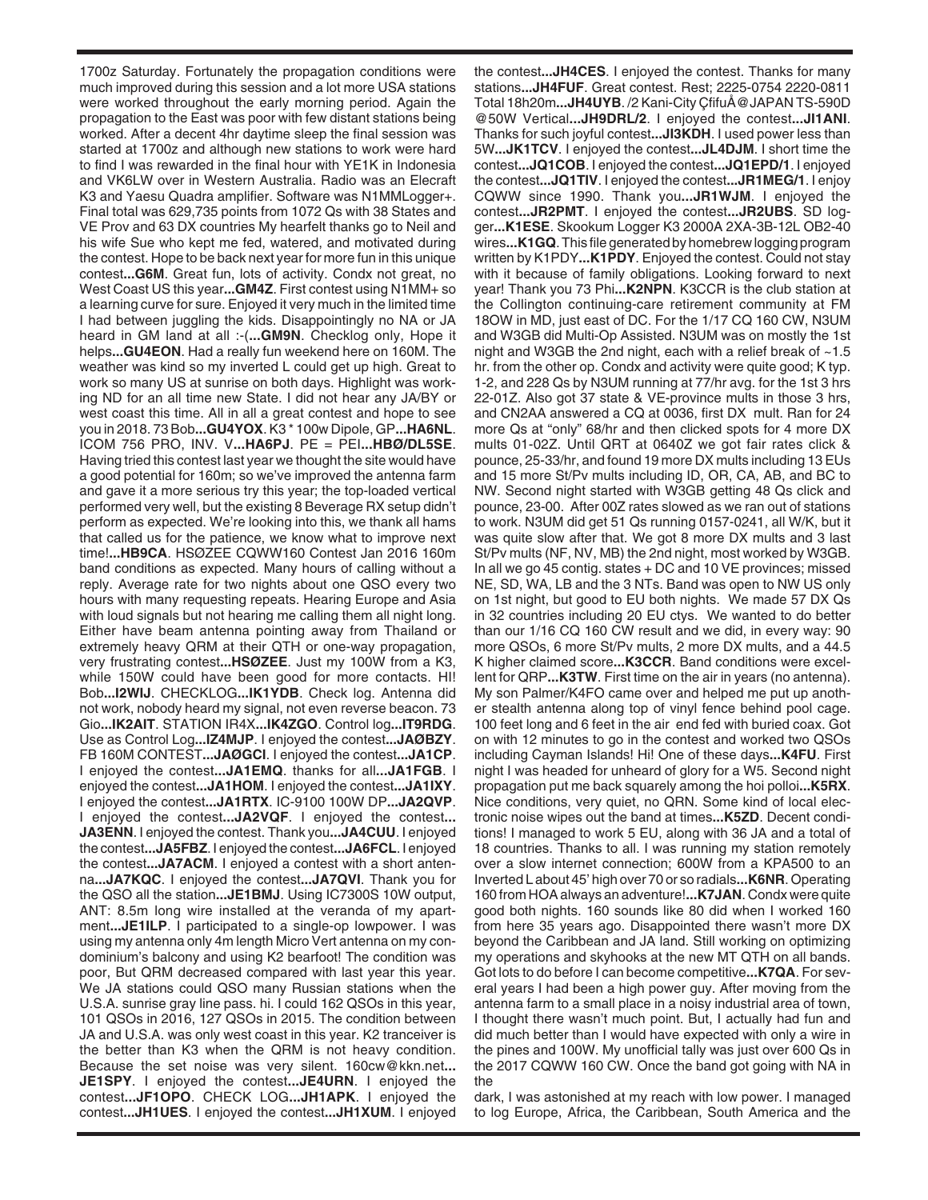1700z Saturday. Fortunately the propagation conditions were much improved during this session and a lot more USA stations were worked throughout the early morning period. Again the propagation to the East was poor with few distant stations being worked. After a decent 4hr daytime sleep the final session was started at 1700z and although new stations to work were hard to find I was rewarded in the final hour with YE1K in Indonesia and VK6LW over in Western Australia. Radio was an Elecraft K3 and Yaesu Quadra amplifier. Software was N1MMLogger+. Final total was 629,735 points from 1072 Qs with 38 States and VE Prov and 63 DX countries My hearfelt thanks go to Neil and his wife Sue who kept me fed, watered, and motivated during the contest. Hope to be back next year for more fun in this unique contest**...G6M**. Great fun, lots of activity. Condx not great, no West Coast US this year**...GM4Z**. First contest using N1MM+ so a learning curve for sure. Enjoyed it very much in the limited time I had between juggling the kids. Disappointingly no NA or JA heard in GM land at all :-(**...GM9N**. Checklog only, Hope it helps**...GU4EON**. Had a really fun weekend here on 160M. The weather was kind so my inverted L could get up high. Great to work so many US at sunrise on both days. Highlight was working ND for an all time new State. I did not hear any JA/BY or west coast this time. All in all a great contest and hope to see you in 2018. 73 Bob**...GU4YOX**. K3 * 100w Dipole, GP**...HA6NL**. ICOM 756 PRO, INV. V**...HA6PJ**. PE = PEI**...HBØ/DL5SE**. Having tried this contest last year we thought the site would have a good potential for 160m; so we've improved the antenna farm and gave it a more serious try this year; the top-loaded vertical performed very well, but the existing 8 Beverage RX setup didn't perform as expected. We're looking into this, we thank all hams that called us for the patience, we know what to improve next time!**...HB9CA**. HSØZEE CQWW160 Contest Jan 2016 160m band conditions as expected. Many hours of calling without a reply. Average rate for two nights about one QSO every two hours with many requesting repeats. Hearing Europe and Asia with loud signals but not hearing me calling them all night long. Either have beam antenna pointing away from Thailand or extremely heavy QRM at their QTH or one-way propagation, very frustrating contest**...HSØZEE**. Just my 100W from a K3, while 150W could have been good for more contacts. HI! Bob**...I2WIJ**. CHECKLOG**...IK1YDB**. Check log. Antenna did not work, nobody heard my signal, not even reverse beacon. 73 Gio**...IK2AIT**. STATION IR4X**...IK4ZGO**. Control log**...IT9RDG**. Use as Control Log**...IZ4MJP**. I enjoyed the contest**...JAØBZY**. FB 160M CONTEST**...JAØGCI**. I enjoyed the contest**...JA1CP**. I enjoyed the contest**...JA1EMQ**. thanks for all**...JA1FGB**. I enjoyed the contest**...JA1HOM**. I enjoyed the contest**...JA1IXY**. I enjoyed the contest**...JA1RTX**. IC-9100 100W DP**...JA2QVP**. I enjoyed the contest**...JA2VQF**. I enjoyed the contest**... JA3ENN**. I enjoyed the contest. Thank you**...JA4CUU**. I enjoyed the contest**...JA5FBZ**. I enjoyed the contest**...JA6FCL**. I enjoyed the contest**...JA7ACM**. I enjoyed a contest with a short antenna**...JA7KQC**. I enjoyed the contest**...JA7QVI**. Thank you for the QSO all the station**...JE1BMJ**. Using IC7300S 10W output, ANT: 8.5m long wire installed at the veranda of my apartment**...JE1ILP**. I participated to a single-op lowpower. I was using my antenna only 4m length Micro Vert antenna on my condominium's balcony and using K2 bearfoot! The condition was poor, But QRM decreased compared with last year this year. We JA stations could QSO many Russian stations when the U.S.A. sunrise gray line pass. hi. I could 162 QSOs in this year, 101 QSOs in 2016, 127 QSOs in 2015. The condition between JA and U.S.A. was only west coast in this year. K2 tranceiver is the better than K3 when the QRM is not heavy condition. Because the set noise was very silent. 160cw@kkn.net**... JE1SPY**. I enjoyed the contest**...JE4URN**. I enjoyed the contest**...JF1OPO**. CHECK LOG**...JH1APK**. I enjoyed the contest**...JH1UES**. I enjoyed the contest**...JH1XUM**. I enjoyed the contest**...JH4CES**. I enjoyed the contest. Thanks for many stations**...JH4FUF**. Great contest. Rest; 2225-0754 2220-0811 Total 18h20m**...JH4UYB**. /2 Kani-City ÇfifuÂ@JAPAN TS-590D @50W Vertical**...JH9DRL/2**. I enjoyed the contest**...JI1ANI**. Thanks for such joyful contest**...JI3KDH**. I used power less than 5W**...JK1TCV**. I enjoyed the contest**...JL4DJM**. I short time the contest**...JQ1COB**. I enjoyed the contest**...JQ1EPD/1**. I enjoyed the contest**...JQ1TIV**. I enjoyed the contest**...JR1MEG/1**. I enjoy CQWW since 1990. Thank you**...JR1WJM**. I enjoyed the contest**...JR2PMT**. I enjoyed the contest**...JR2UBS**. SD logger**...K1ESE**. Skookum Logger K3 2000A 2XA-3B-12L OB2-40 wires**...K1GQ**. This file generated by homebrew logging program written by K1PDY**...K1PDY**. Enjoyed the contest. Could not stay with it because of family obligations. Looking forward to next year! Thank you 73 Phi**...K2NPN**. K3CCR is the club station at the Collington continuing-care retirement community at FM 18OW in MD, just east of DC. For the 1/17 CQ 160 CW, N3UM and W3GB did Multi-Op Assisted. N3UM was on mostly the 1st night and W3GB the 2nd night, each with a relief break of ~1.5 hr. from the other op. Condx and activity were quite good; K typ. 1-2, and 228 Qs by N3UM running at 77/hr avg. for the 1st 3 hrs 22-01Z. Also got 37 state & VE-province mults in those 3 hrs, and CN2AA answered a CQ at 0036, first DX mult. Ran for 24 more Qs at "only" 68/hr and then clicked spots for 4 more DX mults 01-02Z. Until QRT at 0640Z we got fair rates click & pounce, 25-33/hr, and found 19 more DX mults including 13 EUs and 15 more St/Pv mults including ID, OR, CA, AB, and BC to NW. Second night started with W3GB getting 48 Qs click and pounce, 23-00. After 00Z rates slowed as we ran out of stations to work. N3UM did get 51 Qs running 0157-0241, all W/K, but it was quite slow after that. We got 8 more DX mults and 3 last St/Pv mults (NF, NV, MB) the 2nd night, most worked by W3GB. In all we go 45 contig. states + DC and 10 VE provinces; missed NE, SD, WA, LB and the 3 NTs. Band was open to NW US only on 1st night, but good to EU both nights. We made 57 DX Qs in 32 countries including 20 EU ctys. We wanted to do better than our 1/16 CQ 160 CW result and we did, in every way: 90 more QSOs, 6 more St/Pv mults, 2 more DX mults, and a 44.5 K higher claimed score**...K3CCR**. Band conditions were excellent for QRP**...K3TW**. First time on the air in years (no antenna). My son Palmer/K4FO came over and helped me put up another stealth antenna along top of vinyl fence behind pool cage. 100 feet long and 6 feet in the air end fed with buried coax. Got on with 12 minutes to go in the contest and worked two QSOs including Cayman Islands! Hi! One of these days**...K4FU**. First night I was headed for unheard of glory for a W5. Second night propagation put me back squarely among the hoi polloi**...K5RX**. Nice conditions, very quiet, no QRN. Some kind of local electronic noise wipes out the band at times**...K5ZD**. Decent conditions! I managed to work 5 EU, along with 36 JA and a total of 18 countries. Thanks to all. I was running my station remotely over a slow internet connection; 600W from a KPA500 to an Inverted L about 45' high over 70 or so radials**...K6NR**. Operating 160 from HOA always an adventure!**...K7JAN**. Condx were quite good both nights. 160 sounds like 80 did when I worked 160 from here 35 years ago. Disappointed there wasn't more DX beyond the Caribbean and JA land. Still working on optimizing my operations and skyhooks at the new MT QTH on all bands. Got lots to do before I can become competitive**...K7QA**. For several years I had been a high power guy. After moving from the antenna farm to a small place in a noisy industrial area of town, I thought there wasn't much point. But, I actually had fun and did much better than I would have expected with only a wire in the pines and 100W. My unofficial tally was just over 600 Qs in the 2017 CQWW 160 CW. Once the band got going with NA in the dark, I was astonished at my reach with low power. I managed to log Europe, Africa, the Caribbean, South America and the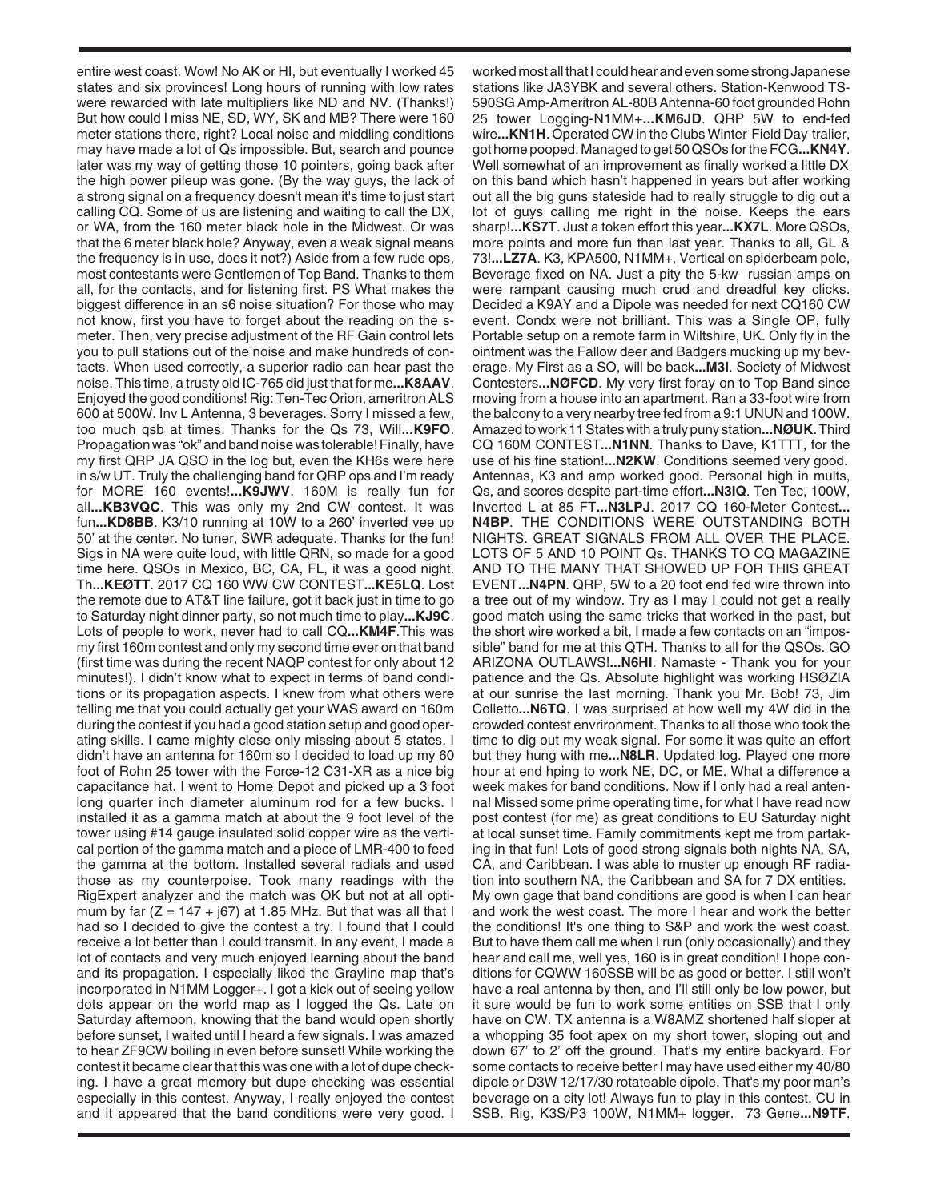entire west coast. Wow! No AK or HI, but eventually I worked 45 states and six provinces! Long hours of running with low rates were rewarded with late multipliers like ND and NV. (Thanks!) But how could I miss NE, SD, WY, SK and MB? There were 160 meter stations there, right? Local noise and middling conditions may have made a lot of Qs impossible. But, search and pounce later was my way of getting those 10 pointers, going back after the high power pileup was gone. (By the way guys, the lack of a strong signal on a frequency doesn't mean it's time to just start calling CQ. Some of us are listening and waiting to call the DX, or WA, from the 160 meter black hole in the Midwest. Or was that the 6 meter black hole? Anyway, even a weak signal means the frequency is in use, does it not?) Aside from a few rude ops, most contestants were Gentlemen of Top Band. Thanks to them all, for the contacts, and for listening first. PS What makes the biggest difference in an s6 noise situation? For those who may not know, first you have to forget about the reading on the s-meter. Then, very precise adjustment of the RF Gain control lets you to pull stations out of the noise and make hundreds of contacts. When used correctly, a superior radio can hear past the noise. This time, a trusty old IC-765 did just that for me**...K8AAV**. Enjoyed the good conditions! Rig: Ten-Tec Orion, ameritron ALS 600 at 500W. Inv L Antenna, 3 beverages. Sorry I missed a few, too much qsb at times. Thanks for the Qs 73, Will**...K9FO**. Propagation was "ok" and band noise was tolerable! Finally, have my first QRP JA QSO in the log but, even the KH6s were here in s/w UT. Truly the challenging band for QRP ops and I'm ready for MORE 160 events!**...K9JWV**. 160M is really fun for all**...KB3VQC**. This was only my 2nd CW contest. It was fun**...KD8BB**. K3/10 running at 10W to a 260' inverted vee up 50' at the center. No tuner, SWR adequate. Thanks for the fun! Sigs in NA were quite loud, with little QRN, so made for a good time here. QSOs in Mexico, BC, CA, FL, it was a good night. Th**...KEØTT**. 2017 CQ 160 WW CW CONTEST**...KE5LQ**. Lost the remote due to AT&T line failure, got it back just in time to go to Saturday night dinner party, so not much time to play**...KJ9C**. Lots of people to work, never had to call CQ**...KM4F**.This was my first 160m contest and only my second time ever on that band (first time was during the recent NAQP contest for only about 12 minutes!). I didn't know what to expect in terms of band conditions or its propagation aspects. I knew from what others were telling me that you could actually get your WAS award on 160m during the contest if you had a good station setup and good operating skills. I came mighty close only missing about 5 states. I didn't have an antenna for 160m so I decided to load up my 60 foot of Rohn 25 tower with the Force-12 C31-XR as a nice big capacitance hat. I went to Home Depot and picked up a 3 foot long quarter inch diameter aluminum rod for a few bucks. I installed it as a gamma match at about the 9 foot level of the tower using #14 gauge insulated solid copper wire as the vertical portion of the gamma match and a piece of LMR-400 to feed the gamma at the bottom. Installed several radials and used those as my counterpoise. Took many readings with the RigExpert analyzer and the match was OK but not at all optimum by far ($Z = 147 + j67$) at 1.85 MHz. But that was all that I had so I decided to give the contest a try. I found that I could receive a lot better than I could transmit. In any event, I made a lot of contacts and very much enjoyed learning about the band and its propagation. I especially liked the Grayline map that's incorporated in N1MM Logger+. I got a kick out of seeing yellow dots appear on the world map as I logged the Qs. Late on Saturday afternoon, knowing that the band would open shortly before sunset, I waited until I heard a few signals. I was amazed to hear ZF9CW boiling in even before sunset! While working the contest it became clear that this was one with a lot of dupe checking. I have a great memory but dupe checking was essential especially in this contest. Anyway, I really enjoyed the contest and it appeared that the band conditions were very good. I worked most all that I could hear and even some strong Japanese stations like JA3YBK and several others. Station-Kenwood TS-590SG Amp-Ameritron AL-80B Antenna-60 foot grounded Rohn 25 tower Logging-N1MM+**...KM6JD**. QRP 5W to end-fed wire**...KN1H**. Operated CW in the Clubs Winter Field Day tralier, got home pooped. Managed to get 50 QSOs for the FCG**...KN4Y**. Well somewhat of an improvement as finally worked a little DX on this band which hasn't happened in years but after working out all the big guns stateside had to really struggle to dig out a lot of guys calling me right in the noise. Keeps the ears sharp!**...KS7T**. Just a token effort this year**...KX7L**. More QSOs, more points and more fun than last year. Thanks to all, GL & 73!**...LZ7A**. K3, KPA500, N1MM+, Vertical on spiderbeam pole, Beverage fixed on NA. Just a pity the 5-kw russian amps on were rampant causing much crud and dreadful key clicks. Decided a K9AY and a Dipole was needed for next CQ160 CW event. Condx were not brilliant. This was a Single OP, fully Portable setup on a remote farm in Wiltshire, UK. Only fly in the ointment was the Fallow deer and Badgers mucking up my beverage. My First as a SO, will be back**...M3I**. Society of Midwest Contesters**...NØFCD**. My very first foray on to Top Band since moving from a house into an apartment. Ran a 33-foot wire from the balcony to a very nearby tree fed from a 9:1 UNUN and 100W. Amazed to work 11 States with a truly puny station**...NØUK**. Third CQ 160M CONTEST**...N1NN**. Thanks to Dave, K1TTT, for the use of his fine station!**...N2KW**. Conditions seemed very good. Antennas, K3 and amp worked good. Personal high in mults, Qs, and scores despite part-time effort**...N3IQ**. Ten Tec, 100W, Inverted L at 85 FT**...N3LPJ**. 2017 CQ 160-Meter Contest**... N4BP**. THE CONDITIONS WERE OUTSTANDING BOTH NIGHTS. GREAT SIGNALS FROM ALL OVER THE PLACE. LOTS OF 5 AND 10 POINT Qs. THANKS TO CQ MAGAZINE AND TO THE MANY THAT SHOWED UP FOR THIS GREAT EVENT**...N4PN**. QRP, 5W to a 20 foot end fed wire thrown into a tree out of my window. Try as I may I could not get a really good match using the same tricks that worked in the past, but the short wire worked a bit, I made a few contacts on an "impossible" band for me at this QTH. Thanks to all for the QSOs. GO ARIZONA OUTLAWS!**...N6HI**. Namaste - Thank you for your patience and the Qs. Absolute highlight was working HSØZIA at our sunrise the last morning. Thank you Mr. Bob! 73, Jim Colletto**...N6TQ**. I was surprised at how well my 4W did in the crowded contest envrironment. Thanks to all those who took the time to dig out my weak signal. For some it was quite an effort but they hung with me**...N8LR**. Updated log. Played one more hour at end hping to work NE, DC, or ME. What a difference a week makes for band conditions. Now if I only had a real antenna! Missed some prime operating time, for what I have read now post contest (for me) as great conditions to EU Saturday night at local sunset time. Family commitments kept me from partaking in that fun! Lots of good strong signals both nights NA, SA, CA, and Caribbean. I was able to muster up enough RF radiation into southern NA, the Caribbean and SA for 7 DX entities. My own gage that band conditions are good is when I can hear and work the west coast. The more I hear and work the better the conditions! It's one thing to S&P and work the west coast. But to have them call me when I run (only occasionally) and they hear and call me, well yes, 160 is in great condition! I hope conditions for CQWW 160SSB will be as good or better. I still won't have a real antenna by then, and I'll still only be low power, but it sure would be fun to work some entities on SSB that I only have on CW. TX antenna is a W8AMZ shortened half sloper at a whopping 35 foot apex on my short tower, sloping out and down 67' to 2' off the ground. That's my entire backyard. For some contacts to receive better I may have used either my 40/80 dipole or D3W 12/17/30 rotateable dipole. That's my poor man's beverage on a city lot! Always fun to play in this contest. CU in SSB. Rig, K3S/P3 100W, N1MM+ logger. 73 Gene**...N9TF**.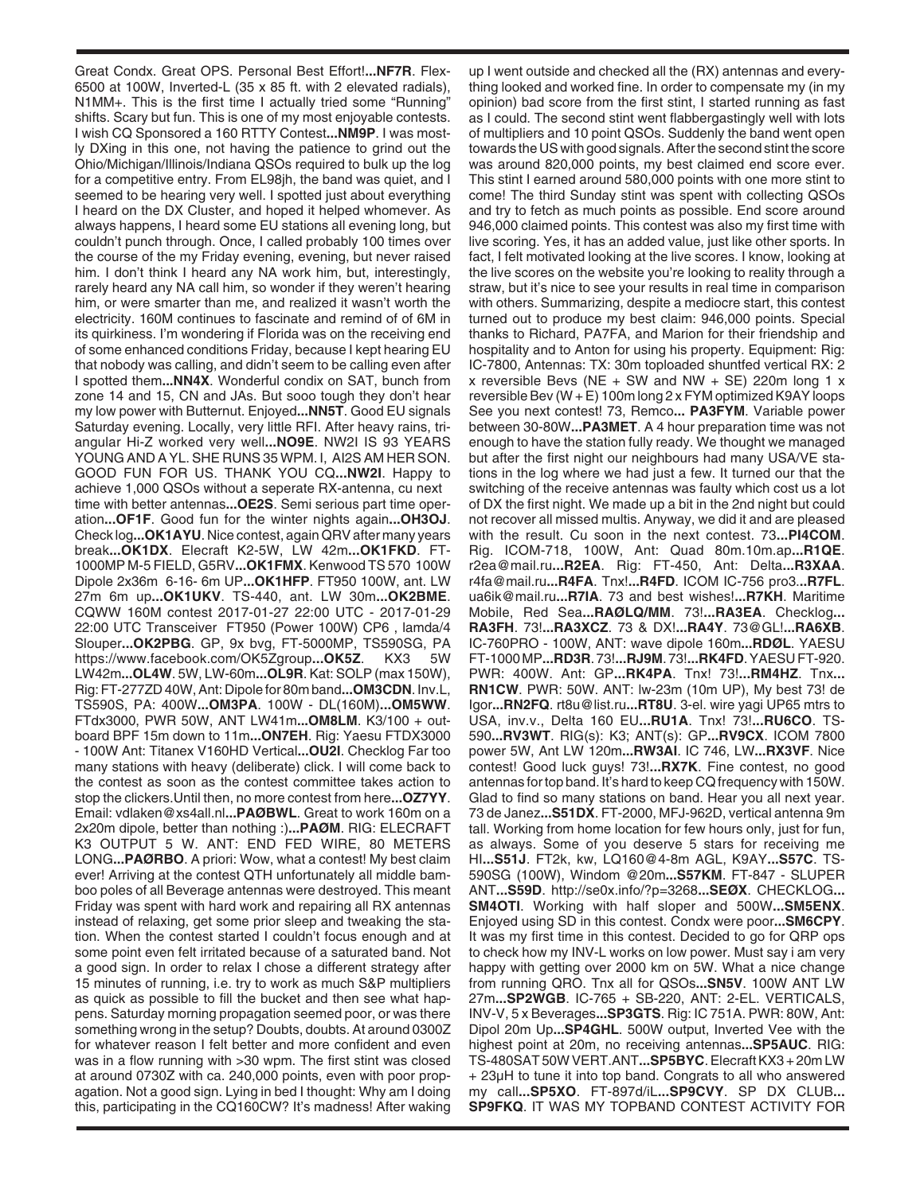Great Condx. Great OPS. Personal Best Effort!...**NF7R**. Flex-6500 at 100W, Inverted-L (35 x 85 ft. with 2 elevated radials), N1MM+. This is the first time I actually tried some "Running" shifts. Scary but fun. This is one of my most enjoyable contests. I wish CQ Sponsored a 160 RTTY Contest...**NM9P**. I was mostly DXing in this one, not having the patience to grind out the Ohio/Michigan/Illinois/Indiana QSOs required to bulk up the log for a competitive entry. From EL98jh, the band was quiet, and I seemed to be hearing very well. I spotted just about everything I heard on the DX Cluster, and hoped it helped whomever. As always happens, I heard some EU stations all evening long, but couldn't punch through. Once, I called probably 100 times over the course of the my Friday evening, evening, but never raised him. I don't think I heard any NA work him, but, interestingly, rarely heard any NA call him, so wonder if they weren't hearing him, or were smarter than me, and realized it wasn't worth the electricity. 160M continues to fascinate and remind of of 6M in its quirkiness. I'm wondering if Florida was on the receiving end of some enhanced conditions Friday, because I kept hearing EU that nobody was calling, and didn't seem to be calling even after I spotted them...**NN4X**. Wonderful condix on SAT, bunch from zone 14 and 15, CN and JAs. But sooo tough they don't hear my low power with Butternut. Enjoyed...**NN5T**. Good EU signals Saturday evening. Locally, very little RFI. After heavy rains, triangular Hi-Z worked very well...**NO9E**. NW2I IS 93 YEARS YOUNG AND A YL. SHE RUNS 35 WPM. I, AI2S AM HER SON. GOOD FUN FOR US. THANK YOU CQ...**NW2I**. Happy to achieve 1,000 QSOs without a seperate RX-antenna, cu next time with better antennas...**OE2S**. Semi serious part time operation...**OF1F**. Good fun for the winter nights again...**OH3OJ**. Check log...**OK1AYU**. Nice contest, again QRV after many years break...**OK1DX**. Elecraft K2-5W, LW 42m...**OK1FKD**. FT-1000MP M-5 FIELD, G5RV...**OK1FMX**. Kenwood TS 570 100W Dipole 2x36m 6-16- 6m UP...**OK1HFP**. FT950 100W, ant. LW 27m 6m up...**OK1UKV**. TS-440, ant. LW 30m...**OK2BME**. CQWW 160M contest 2017-01-27 22:00 UTC - 2017-01-29 22:00 UTC Transceiver FT950 (Power 100W) CP6 , lamda/4 Slouper...**OK2PBG**. GP, 9x bvg, FT-5000MP, TS590SG, PA https://www.facebook.com/OK5Zgroup...**OK5Z**. KX3 5W LW42m...**OL4W**. 5W, LW-60m...**OL9R**. Kat: SOLP (max 150W), Rig: FT-277ZD 40W, Ant: Dipole for 80m band...**OM3CDN**. Inv.L, TS590S, PA: 400W...**OM3PA**. 100W - DL(160M)...**OM5WW**. FTdx3000, PWR 50W, ANT LW41m...**OM8LM**. K3/100 + outboard BPF 15m down to 11m...**ON7EH**. Rig: Yaesu FTDX3000 - 100W Ant: Titanex V160HD Vertical...**OU2I**. Checklog Far too many stations with heavy (deliberate) click. I will come back to the contest as soon as the contest committee takes action to stop the clickers.Until then, no more contest from here...**OZ7YY**. Email: vdlaken@xs4all.nl...**PAØBWL**. Great to work 160m on a 2x20m dipole, better than nothing :)...**PAØM**. RIG: ELECRAFT K3 OUTPUT 5 W. ANT: END FED WIRE, 80 METERS LONG...**PAØRBO**. A priori: Wow, what a contest! My best claim ever! Arriving at the contest QTH unfortunately all middle bamboo poles of all Beverage antennas were destroyed. This meant Friday was spent with hard work and repairing all RX antennas instead of relaxing, get some prior sleep and tweaking the station. When the contest started I couldn't focus enough and at some point even felt irritated because of a saturated band. Not a good sign. In order to relax I chose a different strategy after 15 minutes of running, i.e. try to work as much S&P multipliers as quick as possible to fill the bucket and then see what happens. Saturday morning propagation seemed poor, or was there something wrong in the setup? Doubts, doubts. At around 0300Z for whatever reason I felt better and more confident and even was in a flow running with >30 wpm. The first stint was closed at around 0730Z with ca. 240,000 points, even with poor propagation. Not a good sign. Lying in bed I thought: Why am I doing this, participating in the CQ160CW? It's madness! After waking up I went outside and checked all the (RX) antennas and everything looked and worked fine. In order to compensate my (in my opinion) bad score from the first stint, I started running as fast as I could. The second stint went flabbergastingly well with lots of multipliers and 10 point QSOs. Suddenly the band went open towards the US with good signals. After the second stint the score was around 820,000 points, my best claimed end score ever. This stint I earned around 580,000 points with one more stint to come! The third Sunday stint was spent with collecting QSOs and try to fetch as much points as possible. End score around 946,000 claimed points. This contest was also my first time with live scoring. Yes, it has an added value, just like other sports. In fact, I felt motivated looking at the live scores. I know, looking at the live scores on the website you're looking to reality through a straw, but it's nice to see your results in real time in comparison with others. Summarizing, despite a mediocre start, this contest turned out to produce my best claim: 946,000 points. Special thanks to Richard, PA7FA, and Marion for their friendship and hospitality and to Anton for using his property. Equipment: Rig: IC-7800, Antennas: TX: 30m toploaded shuntfed vertical RX: 2 x reversible Bevs (NE + SW and NW + SE) 220m long 1 x reversible Bev (W + E) 100m long 2 x FYM optimized K9AY loops See you next contest! 73, Remco... **PA3FYM**. Variable power between 30-80W...**PA3MET**. A 4 hour preparation time was not enough to have the station fully ready. We thought we managed but after the first night our neighbours had many USA/VE stations in the log where we had just a few. It turned our that the switching of the receive antennas was faulty which cost us a lot of DX the first night. We made up a bit in the 2nd night but could not recover all missed multis. Anyway, we did it and are pleased with the result. Cu soon in the next contest. 73...**PI4COM**. Rig. ICOM-718, 100W, Ant: Quad 80m.10m.ap...**R1QE**. r2ea@mail.ru...**R2EA**. Rig: FT-450, Ant: Delta...**R3XAA**. r4fa@mail.ru...**R4FA**. Tnx!...**R4FD**. ICOM IC-756 pro3...**R7FL**. ua6ik@mail.ru...**R7IA**. 73 and best wishes!...**R7KH**. Maritime Mobile, Red Sea...**RAØLQ/MM**. 73!...**RA3EA**. Checklog... **RA3FH**. 73!...**RA3XCZ**. 73 & DX!...**RA4Y**. 73@GL!...**RA6XB**. IC-760PRO - 100W, ANT: wave dipole 160m...**RDØL**. YAESU FT-1000 MP...**RD3R**. 73!...**RJ9M**. 73!...**RK4FD**. YAESU FT-920. PWR: 400W. Ant: GP...**RK4PA**. Tnx! 73!...**RM4HZ**. Tnx... **RN1CW**. PWR: 50W. ANT: lw-23m (10m UP), My best 73! de Igor...**RN2FQ**. rt8u@list.ru...**RT8U**. 3-el. wire yagi UP65 mtrs to USA, inv.v., Delta 160 EU...**RU1A**. Tnx! 73!...**RU6CO**. TS-590...**RV3WT**. RIG(s): K3; ANT(s): GP...**RV9CX**. ICOM 7800 power 5W, Ant LW 120m...**RW3AI**. IC 746, LW...**RX3VF**. Nice contest! Good luck guys! 73!...**RX7K**. Fine contest, no good antennas for top band. It's hard to keep CQ frequency with 150W. Glad to find so many stations on band. Hear you all next year. 73 de Janez...**S51DX**. FT-2000, MFJ-962D, vertical antenna 9m tall. Working from home location for few hours only, just for fun, as always. Some of you deserve 5 stars for receiving me HI...**S51J**. FT2k, kw, LQ160@4-8m AGL, K9AY...**S57C**. TS-590SG (100W), Windom @20m...**S57KM**. FT-847 - SLUPER ANT...**S59D**. http://se0x.info/?p=3268...**SEØX**. CHECKLOG... **SM4OTI**. Working with half sloper and 500W...**SM5ENX**. Enjoyed using SD in this contest. Condx were poor...**SM6CPY**. It was my first time in this contest. Decided to go for QRP ops to check how my INV-L works on low power. Must say i am very happy with getting over 2000 km on 5W. What a nice change from running QRO. Tnx all for QSOs...**SN5V**. 100W ANT LW 27m...**SP2WGB**. IC-765 + SB-220, ANT: 2-EL. VERTICALS, INV-V, 5 x Beverages...**SP3GTS**. Rig: IC 751A. PWR: 80W, Ant: Dipol 20m Up...**SP4GHL**. 500W output, Inverted Vee with the highest point at 20m, no receiving antennas...**SP5AUC**. RIG: TS-480SAT 50W VERT.ANT...**SP5BYC**. Elecraft KX3 + 20m LW + 23μH to tune it into top band. Congrats to all who answered my call...**SP5XO**. FT-897d/iL...**SP9CVY**. SP DX CLUB... **SP9FKQ**. IT WAS MY TOPBAND CONTEST ACTIVITY FOR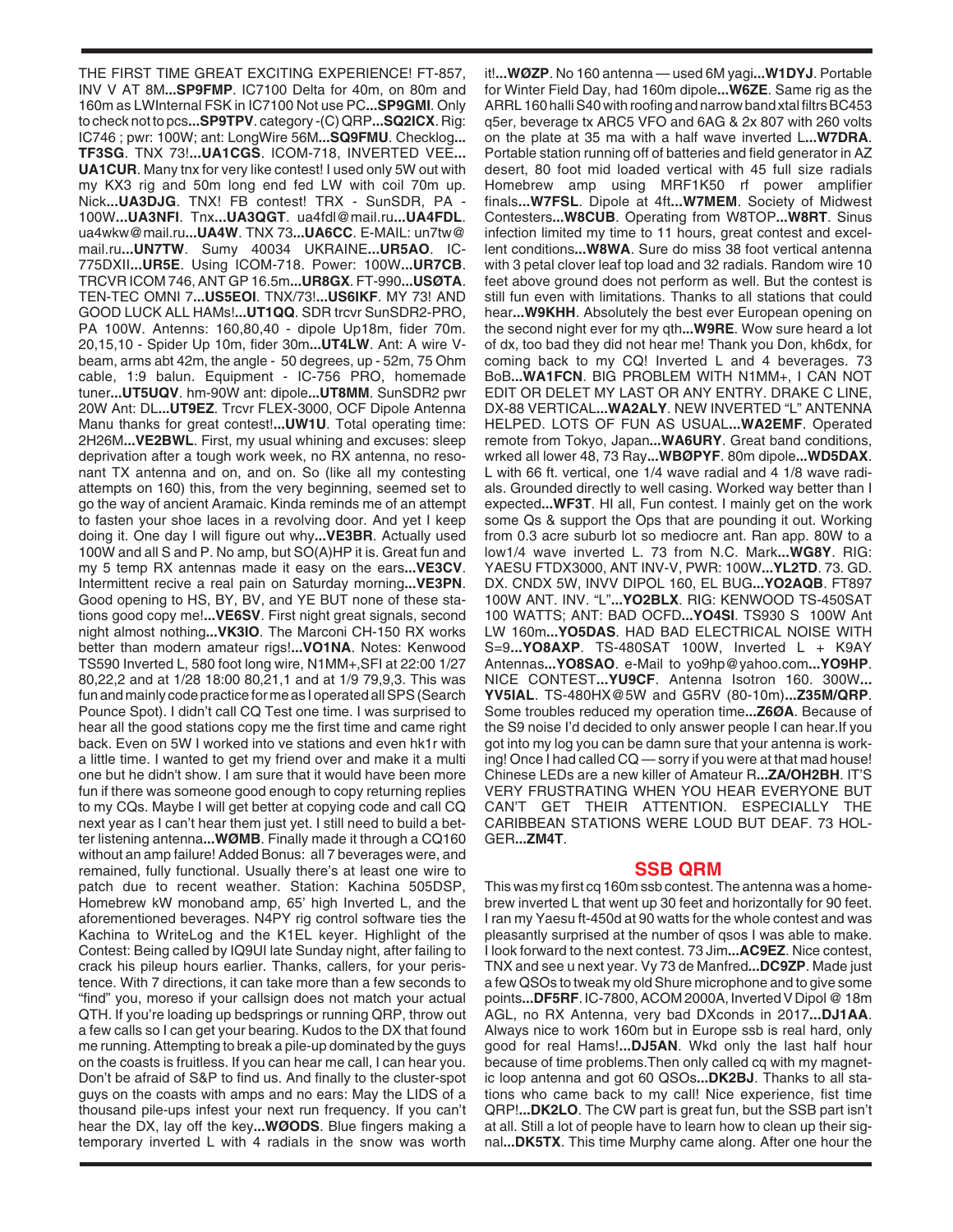THE FIRST TIME GREAT EXCITING EXPERIENCE! FT-857, INV V AT 8M...**SP9FMP**. IC7100 Delta for 40m, on 80m and 160m as LWInternal FSK in IC7100 Not use PC...**SP9GMI**. Only to check not to pcs...**SP9TPV**. category -(C) QRP...**SQ2ICX**. Rig: IC746 ; pwr: 100W; ant: LongWire 56M...**SQ9FMU**. Checklog... **TF3SG**. TNX 73!...**UA1CGS**. ICOM-718, INVERTED VEE... **UA1CUR**. Many tnx for very like contest! I used only 5W out with my KX3 rig and 50m long end fed LW with coil 70m up. Nick...**UA3DJG**. TNX! FB contest! TRX - SunSDR, PA - 100W...**UA3NFI**. Tnx...**UA3QGT**. ua4fdl@mail.ru...**UA4FDL**. ua4wkw@mail.ru...**UA4W**. TNX 73...**UA6CC**. E-MAIL: un7tw@ mail.ru...**UN7TW**. Sumy 40034 UKRAINE...**UR5AO**. IC-775DXII...**UR5E**. Using ICOM-718. Power: 100W...**UR7CB**. TRCVR ICOM 746, ANT GP 16.5m...**UR8GX**. FT-990...**USØTA**. TEN-TEC OMNI 7...**US5EOI**. TNX/73!...**US6IKF**. MY 73! AND GOOD LUCK ALL HAMs!...**UT1QQ**. SDR trcvr SunSDR2-PRO, PA 100W. Antenns: 160,80,40 - dipole Up18m, fider 70m. 20,15,10 - Spider Up 10m, fider 30m...**UT4LW**. Ant: A wire V-beam, arms abt 42m, the angle - 50 degrees, up - 52m, 75 Ohm cable, 1:9 balun. Equipment - IC-756 PRO, homemade tuner...**UT5UQV**. hm-90W ant: dipole...**UT8MM**. SunSDR2 pwr 20W Ant: DL...**UT9EZ**. Trcvr FLEX-3000, OCF Dipole Antenna Manu thanks for great contest!...**UW1U**. Total operating time: 2H26M...**VE2BWL**. First, my usual whining and excuses: sleep deprivation after a tough work week, no RX antenna, no resonant TX antenna and on, and on. So (like all my contesting attempts on 160) this, from the very beginning, seemed set to go the way of ancient Aramaic. Kinda reminds me of an attempt to fasten your shoe laces in a revolving door. And yet I keep doing it. One day I will figure out why...**VE3BR**. Actually used 100W and all S and P. No amp, but SO(A)HP it is. Great fun and my 5 temp RX antennas made it easy on the ears...**VE3CV**. Intermittent recive a real pain on Saturday morning...**VE3PN**. Good opening to HS, BY, BV, and YE BUT none of these stations good copy me!...**VE6SV**. First night great signals, second night almost nothing...**VK3IO**. The Marconi CH-150 RX works better than modern amateur rigs!...**VO1NA**. Notes: Kenwood TS590 Inverted L, 580 foot long wire, N1MM+,SFI at 22:00 1/27 80,22,2 and at 1/28 18:00 80,21,1 and at 1/9 79,9,3. This was fun and mainly code practice for me as I operated all SPS (Search Pounce Spot). I didn't call CQ Test one time. I was surprised to hear all the good stations copy me the first time and came right back. Even on 5W I worked into ve stations and even hk1r with a little time. I wanted to get my friend over and make it a multi one but he didn't show. I am sure that it would have been more fun if there was someone good enough to copy returning replies to my CQs. Maybe I will get better at copying code and call CQ next year as I can't hear them just yet. I still need to build a better listening antenna...**WØMB**. Finally made it through a CQ160 without an amp failure! Added Bonus: all 7 beverages were, and remained, fully functional. Usually there's at least one wire to patch due to recent weather. Station: Kachina 505DSP, Homebrew kW monoband amp, 65' high Inverted L, and the aforementioned beverages. N4PY rig control software ties the Kachina to WriteLog and the K1EL keyer. Highlight of the Contest: Being called by IQ9UI late Sunday night, after failing to crack his pileup hours earlier. Thanks, callers, for your persistence. With 7 directions, it can take more than a few seconds to "find" you, moreso if your callsign does not match your actual QTH. If you're loading up bedsprings or running QRP, throw out a few calls so I can get your bearing. Kudos to the DX that found me running. Attempting to break a pile-up dominated by the guys on the coasts is fruitless. If you can hear me call, I can hear you. Don't be afraid of S&P to find us. And finally to the cluster-spot guys on the coasts with amps and no ears: May the LIDS of a thousand pile-ups infest your next run frequency. If you can't hear the DX, lay off the key...**WØODS**. Blue fingers making a temporary inverted L with 4 radials in the snow was worth it!...**WØZP**. No 160 antenna — used 6M yagi...**W1DYJ**. Portable for Winter Field Day, had 160m dipole...**W6ZE**. Same rig as the ARRL 160 halli S40 with roofing and narrow band xtal filtrs BC453 q5er, beverage tx ARC5 VFO and 6AG & 2x 807 with 260 volts on the plate at 35 ma with a half wave inverted L...**W7DRA**. Portable station running off of batteries and field generator in AZ desert, 80 foot mid loaded vertical with 45 full size radials Homebrew amp using MRF1K50 rf power amplifier finals...**W7FSL**. Dipole at 4ft...**W7MEM**. Society of Midwest Contesters...**W8CUB**. Operating from W8TOP...**W8RT**. Sinus infection limited my time to 11 hours, great contest and excellent conditions...**W8WA**. Sure do miss 38 foot vertical antenna with 3 petal clover leaf top load and 32 radials. Random wire 10 feet above ground does not perform as well. But the contest is still fun even with limitations. Thanks to all stations that could hear...**W9KHH**. Absolutely the best ever European opening on the second night ever for my qth...**W9RE**. Wow sure heard a lot of dx, too bad they did not hear me! Thank you Don, kh6dx, for coming back to my CQ! Inverted L and 4 beverages. 73 BoB...**WA1FCN**. BIG PROBLEM WITH N1MM+, I CAN NOT EDIT OR DELET MY LAST OR ANY ENTRY. DRAKE C LINE, DX-88 VERTICAL...**WA2ALY**. NEW INVERTED "L" ANTENNA HELPED. LOTS OF FUN AS USUAL...**WA2EMF**. Operated remote from Tokyo, Japan...**WA6URY**. Great band conditions, wrked all lower 48, 73 Ray...**WBØPYF**. 80m dipole...**WD5DAX**. L with 66 ft. vertical, one 1/4 wave radial and 4 1/8 wave radials. Grounded directly to well casing. Worked way better than I expected...**WF3T**. HI all, Fun contest. I mainly get on the work some Qs & support the Ops that are pounding it out. Working from 0.3 acre suburb lot so mediocre ant. Ran app. 80W to a low1/4 wave inverted L. 73 from N.C. Mark...**WG8Y**. RIG: YAESU FTDX3000, ANT INV-V, PWR: 100W...**YL2TD**. 73. GD. DX. CNDX 5W, INVV DIPOL 160, EL BUG...**YO2AQB**. FT897 100W ANT. INV. "L"...**YO2BLX**. RIG: KENWOOD TS-450SAT 100 WATTS; ANT: BAD OCFD...**YO4SI**. TS930 S 100W Ant LW 160m...**YO5DAS**. HAD BAD ELECTRICAL NOISE WITH S=9...**YO8AXP**. TS-480SAT 100W, Inverted L + K9AY Antennas...**YO8SAO**. e-Mail to yo9hp@yahoo.com...**YO9HP**. NICE CONTEST...**YU9CF**. Antenna Isotron 160. 300W... **YV5IAL**. TS-480HX@5W and G5RV (80-10m)...**Z35M/QRP**. Some troubles reduced my operation time...**Z6ØA**. Because of the S9 noise I'd decided to only answer people I can hear.If you got into my log you can be damn sure that your antenna is working! Once I had called CQ — sorry if you were at that mad house! Chinese LEDs are a new killer of Amateur R...**ZA/OH2BH**. IT'S VERY FRUSTRATING WHEN YOU HEAR EVERYONE BUT CAN'T GET THEIR ATTENTION. ESPECIALLY THE CARIBBEAN STATIONS WERE LOUD BUT DEAF. 73 HOLGER...**ZM4T**.

## SSB QRM

This was my first cq 160m ssb contest. The antenna was a homebrew inverted L that went up 30 feet and horizontally for 90 feet. I ran my Yaesu ft-450d at 90 watts for the whole contest and was pleasantly surprised at the number of qsos I was able to make. I look forward to the next contest. 73 Jim...**AC9EZ**. Nice contest, TNX and see u next year. Vy 73 de Manfred...**DC9ZP**. Made just a few QSOs to tweak my old Shure microphone and to give some points...**DF5RF**. IC-7800, ACOM 2000A, Inverted V Dipol @ 18m AGL, no RX Antenna, very bad DXconds in 2017...**DJ1AA**. Always nice to work 160m but in Europe ssb is real hard, only good for real Hams!...**DJ5AN**. Wkd only the last half hour because of time problems.Then only called cq with my magnetic loop antenna and got 60 QSOs...**DK2BJ**. Thanks to all stations who came back to my call! Nice experience, fist time QRP!...**DK2LO**. The CW part is great fun, but the SSB part isn't at all. Still a lot of people have to learn how to clean up their signal...**DK5TX**. This time Murphy came along. After one hour the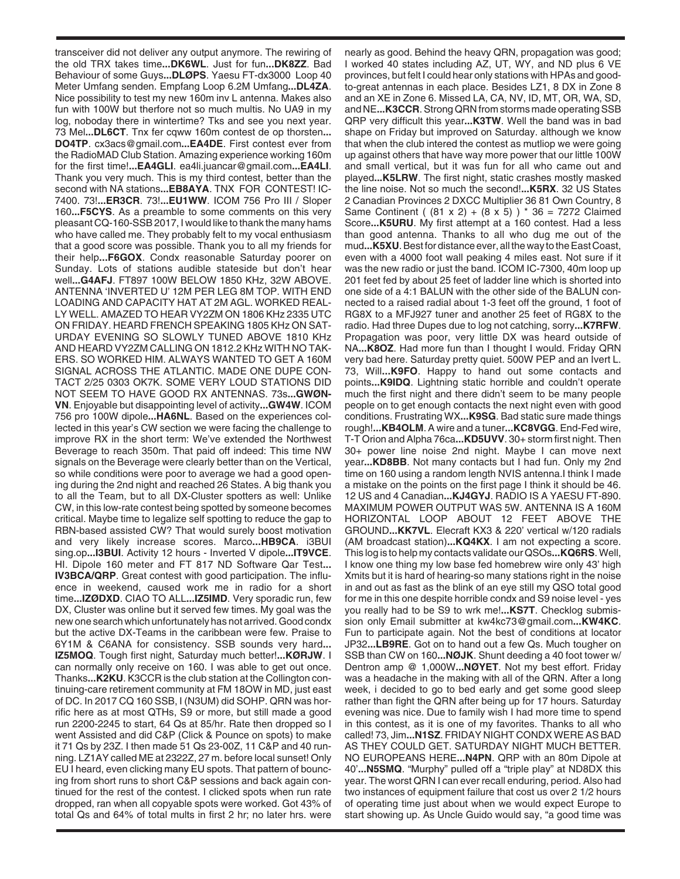transceiver did not deliver any output anymore. The rewiring of the old TRX takes time...**DK6WL**. Just for fun...**DK8ZZ**. Bad Behaviour of some Guys...**DLØPS**. Yaesu FT-dx3000 Loop 40 Meter Umfang senden. Empfang Loop 6.2M Umfang...**DL4ZA**. Nice possibility to test my new 160m inv L antenna. Makes also fun with 100W but therfore not so much multis. No UA9 in my log, noboday there in wintertime? Tks and see you next year. 73 Mel...**DL6CT**. Tnx fer cqww 160m contest de op thorsten...**DO4TP**. cx3acs@gmail.com...**EA4DE**. First contest ever from the RadioMAD Club Station. Amazing experience working 160m for the first time!...**EA4GLI**. ea4li.juancar@gmail.com...**EA4LI**. Thank you very much. This is my third contest, better than the second with NA stations...**EB8AYA**. TNX FOR CONTEST! IC-7400. 73!...**ER3CR**. 73!...**EU1WW**. ICOM 756 Pro III / Sloper 160...**F5CYS**. As a preamble to some comments on this very pleasant CQ-160-SSB 2017, I would like to thank the many hams who have called me. They probably felt to my vocal enthusiasm that a good score was possible. Thank you to all my friends for their help...**F6GOX**. Condx reasonable Saturday poorer on Sunday. Lots of stations audible stateside but don't hear well...**G4AFJ**. FT897 100W BELOW 1850 KHz, 32W ABOVE. ANTENNA 'INVERTED U' 12M PER LEG 8M TOP. WITH END LOADING AND CAPACITY HAT AT 2M AGL. WORKED REALLY WELL. AMAZED TO HEAR VY2ZM ON 1806 KHz 2335 UTC ON FRIDAY. HEARD FRENCH SPEAKING 1805 KHz ON SATURDAY EVENING SO SLOWLY TUNED ABOVE 1810 KHz AND HEARD VY2ZM CALLING ON 1812.2 KHz WITH NO TAKERS. SO WORKED HIM. ALWAYS WANTED TO GET A 160M SIGNAL ACROSS THE ATLANTIC. MADE ONE DUPE CONTACT 2/25 0303 OK7K. SOME VERY LOUD STATIONS DID NOT SEEM TO HAVE GOOD RX ANTENNAS. 73s...**GWØNVN**. Enjoyable but disappointing level of activity...**GW4W**. ICOM 756 pro 100W dipole...**HA6NL**. Based on the experiences collected in this year's CW section we were facing the challenge to improve RX in the short term: We've extended the Northwest Beverage to reach 350m. That paid off indeed: This time NW signals on the Beverage were clearly better than on the Vertical, so while conditions were poor to average we had a good opening during the 2nd night and reached 26 States. A big thank you to all the Team, but to all DX-Cluster spotters as well: Unlike CW, in this low-rate contest being spotted by someone becomes critical. Maybe time to legalize self spotting to reduce the gap to RBN-based assisted CW? That would surely boost motivation and very likely increase scores. Marco...**HB9CA**. i3BUI sing.op...**I3BUI**. Activity 12 hours - Inverted V dipole...**IT9VCE**. HI. Dipole 160 meter and FT 817 ND Software Qar Test...**IV3BCA/QRP**. Great contest with good participation. The influence in weekend, caused work me in radio for a short time...**IZØDXD**. CIAO TO ALL...**IZ5IMD**. Very sporadic run, few DX, Cluster was online but it served few times. My goal was the new one search which unfortunately has not arrived. Good condx but the active DX-Teams in the caribbean were few. Praise to 6Y1M & C6ANA for consistency. SSB sounds very hard...**IZ5MOQ**. Tough first night, Saturday much better!...**KØRJW**. I can normally only receive on 160. I was able to get out once. Thanks...**K2KU**. K3CCR is the club station at the Collington continuing-care retirement community at FM 18OW in MD, just east of DC. In 2017 CQ 160 SSB, I (N3UM) did SOHP. QRN was horrific here as at most QTHs, S9 or more, but still made a good run 2200-2245 to start, 64 Qs at 85/hr. Rate then dropped so I went Assisted and did C&P (Click & Pounce on spots) to make it 71 Qs by 23Z. I then made 51 Qs 23-00Z, 11 C&P and 40 running. LZ1AY called ME at 2322Z, 27 m. before local sunset! Only EU I heard, even clicking many EU spots. That pattern of bouncing from short runs to short C&P sessions and back again continued for the rest of the contest. I clicked spots when run rate dropped, ran when all copyable spots were worked. Got 43% of total Qs and 64% of total mults in first 2 hr; no later hrs. were nearly as good. Behind the heavy QRN, propagation was good; I worked 40 states including AZ, UT, WY, and ND plus 6 VE provinces, but felt I could hear only stations with HPAs and good-to-great antennas in each place. Besides LZ1, 8 DX in Zone 8 and an XE in Zone 6. Missed LA, CA, NV, ID, MT, OR, WA, SD, and NE...**K3CCR**. Strong QRN from storms made operating SSB QRP very difficult this year...**K3TW**. Well the band was in bad shape on Friday but improved on Saturday. although we know that when the club intered the contest as mutliop we were going up against others that have way more power that our little 100W and small vertical, but it was fun for all who came out and played...**K5LRW**. The first night, static crashes mostly masked the line noise. Not so much the second!...**K5RX**. 32 US States 2 Canadian Provinces 2 DXCC Multiplier 36 81 Own Country, 8 Same Continent ( (81 x 2) + (8 x 5) ) * 36 = 7272 Claimed Score...**K5URU**. My first attempt at a 160 contest. Had a less than good antenna. Thanks to all who dug me out of the mud...**K5XU**. Best for distance ever, all the way to the East Coast, even with a 4000 foot wall peaking 4 miles east. Not sure if it was the new radio or just the band. ICOM IC-7300, 40m loop up 201 feet fed by about 25 feet of ladder line which is shorted into one side of a 4:1 BALUN with the other side of the BALUN connected to a raised radial about 1-3 feet off the ground, 1 foot of RG8X to a MFJ927 tuner and another 25 feet of RG8X to the radio. Had three Dupes due to log not catching, sorry...**K7RFW**. Propagation was poor, very little DX was heard outside of NA...**K8OZ**. Had more fun than I thought I would. Friday QRN very bad here. Saturday pretty quiet. 500W PEP and an Ivert L. 73, Will...**K9FO**. Happy to hand out some contacts and points...**K9IDQ**. Lightning static horrible and couldn't operate much the first night and there didn't seem to be many people people on to get enough contacts the next night even with good conditions. Frustrating WX...**K9SG**. Bad static sure made things rough!...**KB4OLM**. A wire and a tuner...**KC8VGG**. End-Fed wire, T-T Orion and Alpha 76ca...**KD5UVV**. 30+ storm first night. Then 30+ power line noise 2nd night. Maybe I can move next year...**KD8BB**. Not many contacts but I had fun. Only my 2nd time on 160 using a random length NVIS antenna.I think I made a mistake on the points on the first page I think it should be 46. 12 US and 4 Canadian...**KJ4GYJ**. RADIO IS A YAESU FT-890. MAXIMUM POWER OUTPUT WAS 5W. ANTENNA IS A 160M HORIZONTAL LOOP ABOUT 12 FEET ABOVE THE GROUND...**KK7VL**. Elecraft KX3 & 220' vertical w/120 radials (AM broadcast station)...**KQ4KX**. I am not expecting a score. This log is to help my contacts validate our QSOs...**KQ6RS**. Well, I know one thing my low base fed homebrew wire only 43' high Xmits but it is hard of hearing-so many stations right in the noise in and out as fast as the blink of an eye still my QSO total good for me in this one despite horrible condx and S9 noise level - yes you really had to be S9 to wrk me!...**KS7T**. Checklog submission only Email submitter at kw4kc73@gmail.com...**KW4KC**. Fun to participate again. Not the best of conditions at locator JP32...**LB9RE**. Got on to hand out a few Qs. Much tougher on SSB than CW on 160...**NØJK**. Shunt deeding a 40 foot tower w/ Dentron amp @ 1,000W...**NØYET**. Not my best effort. Friday was a headache in the making with all of the QRN. After a long week, i decided to go to bed early and get some good sleep rather than fight the QRN after being up for 17 hours. Saturday evening was nice. Due to family wish I had more time to spend in this contest, as it is one of my favorites. Thanks to all who called! 73, Jim...**N1SZ**. FRIDAY NIGHT CONDX WERE AS BAD AS THEY COULD GET. SATURDAY NIGHT MUCH BETTER. NO EUROPEANS HERE...**N4PN**. QRP with an 80m Dipole at 40'...**N5SMQ**. "Murphy" pulled off a "triple play" at ND8DX this year. The worst QRN I can ever recall enduring, period. Also had two instances of equipment failure that cost us over 2 1/2 hours of operating time just about when we would expect Europe to start showing up. As Uncle Guido would say, "a good time was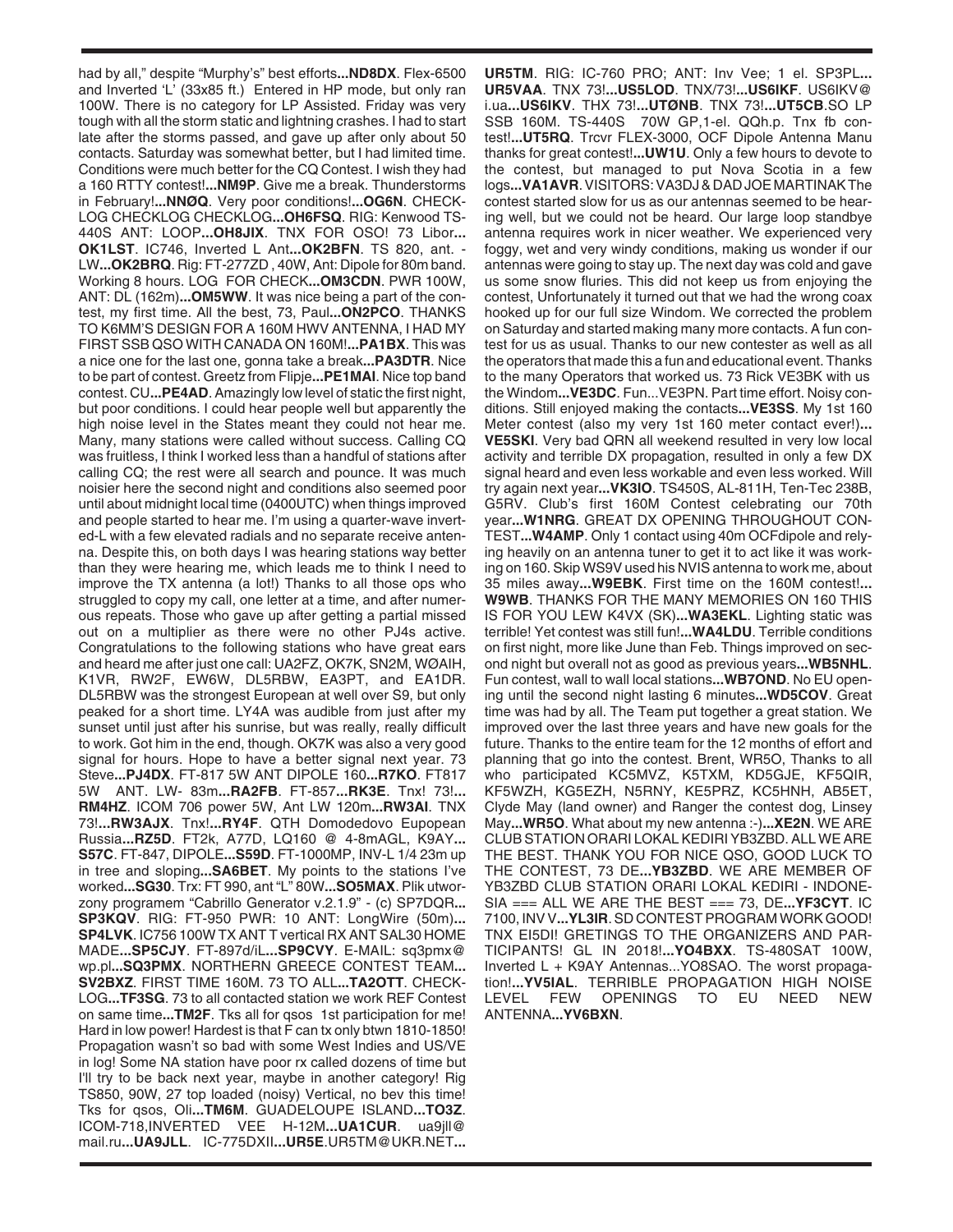had by all," despite "Murphy's" best efforts**...ND8DX**. Flex-6500 and Inverted 'L' (33x85 ft.) Entered in HP mode, but only ran 100W. There is no category for LP Assisted. Friday was very tough with all the storm static and lightning crashes. I had to start late after the storms passed, and gave up after only about 50 contacts. Saturday was somewhat better, but I had limited time. Conditions were much better for the CQ Contest. I wish they had a 160 RTTY contest!**...NM9P**. Give me a break. Thunderstorms in February!**...NNØQ**. Very poor conditions!**...OG6N**. CHECK-LOG CHECKLOG CHECKLOG**...OH6FSQ**. RIG: Kenwood TS-440S ANT: LOOP**...OH8JIX**. TNX FOR OSO! 73 Libor**...OK1LST**. IC746, Inverted L Ant**...OK2BFN**. TS 820, ant. - LW**...OK2BRQ**. Rig: FT-277ZD , 40W, Ant: Dipole for 80m band. Working 8 hours. LOG FOR CHECK**...OM3CDN**. PWR 100W, ANT: DL (162m)**...OM5WW**. It was nice being a part of the contest, my first time. All the best, 73, Paul**...ON2PCO**. THANKS TO K6MM'S DESIGN FOR A 160M HWV ANTENNA, I HAD MY FIRST SSB QSO WITH CANADA ON 160M!**...PA1BX**. This was a nice one for the last one, gonna take a break**...PA3DTR**. Nice to be part of contest. Greetz from Flipje**...PE1MAI**. Nice top band contest. CU**...PE4AD**. Amazingly low level of static the first night, but poor conditions. I could hear people well but apparently the high noise level in the States meant they could not hear me. Many, many stations were called without success. Calling CQ was fruitless, I think I worked less than a handful of stations after calling CQ; the rest were all search and pounce. It was much noisier here the second night and conditions also seemed poor until about midnight local time (0400UTC) when things improved and people started to hear me. I'm using a quarter-wave inverted-L with a few elevated radials and no separate receive antenna. Despite this, on both days I was hearing stations way better than they were hearing me, which leads me to think I need to improve the TX antenna (a lot!) Thanks to all those ops who struggled to copy my call, one letter at a time, and after numerous repeats. Those who gave up after getting a partial missed out on a multiplier as there were no other PJ4s active. Congratulations to the following stations who have great ears and heard me after just one call: UA2FZ, OK7K, SN2M, WØAIH, K1VR, RW2F, EW6W, DL5RBW, EA3PT, and EA1DR. DL5RBW was the strongest European at well over S9, but only peaked for a short time. LY4A was audible from just after my sunset until just after his sunrise, but was really, really difficult to work. Got him in the end, though. OK7K was also a very good signal for hours. Hope to have a better signal next year. 73 Steve**...PJ4DX**. FT-817 5W ANT DIPOLE 160**...R7KO**. FT817 5W ANT. LW- 83m**...RA2FB**. FT-857**...RK3E**. Tnx! 73!**...RM4HZ**. ICOM 706 power 5W, Ant LW 120m**...RW3AI**. TNX 73!**...RW3AJX**. Tnx!**...RY4F**. QTH Domodedovo Eupopean Russia**...RZ5D**. FT2k, A77D, LQ160 @ 4-8mAGL, K9AY**...S57C**. FT-847, DIPOLE**...S59D**. FT-1000MP, INV-L 1/4 23m up in tree and sloping**...SA6BET**. My points to the stations I've worked**...SG30**. Trx: FT 990, ant "L" 80W**...SO5MAX**. Plik utworzony programem "Cabrillo Generator v.2.1.9" - (c) SP7DQR**...SP3KQV**. RIG: FT-950 PWR: 10 ANT: LongWire (50m)**...SP4LVK**. IC756 100W TX ANT T vertical RX ANT SAL30 HOME MADE**...SP5CJY**. FT-897d/iL**...SP9CVY**. E-MAIL: sq3pmx@wp.pl**...SQ3PMX**. NORTHERN GREECE CONTEST TEAM**...SV2BXZ**. FIRST TIME 160M. 73 TO ALL**...TA2OTT**. CHECK-LOG**...TF3SG**. 73 to all contacted station we work REF Contest on same time**...TM2F**. Tks all for qsos 1st participation for me! Hard in low power! Hardest is that F can tx only btwn 1810-1850! Propagation wasn't so bad with some West Indies and US/VE in log! Some NA station have poor rx called dozens of time but I'll try to be back next year, maybe in another category! Rig TS850, 90W, 27 top loaded (noisy) Vertical, no bev this time! Tks for qsos, Oli**...TM6M**. GUADELOUPE ISLAND**...TO3Z**. ICOM-718,INVERTED VEE H-12M**...UA1CUR**. ua9jll@mail.ru**...UA9JLL**. IC-775DXII**...UR5E**.UR5TM@UKR.NET**...UR5TM**. RIG: IC-760 PRO; ANT: Inv Vee; 1 el. SP3PL**...UR5VAA**. TNX 73!**...US5LOD**. TNX/73!**...US6IKF**. US6IKV@i.ua**...US6IKV**. THX 73!**...UTØNB**. TNX 73!**...UT5CB**.SO LP SSB 160M. TS-440S 70W GP,1-el. QQh.p. Tnx fb contest!**...UT5RQ**. Trcvr FLEX-3000, OCF Dipole Antenna Manu thanks for great contest!**...UW1U**. Only a few hours to devote to the contest, but managed to put Nova Scotia in a few logs**...VA1AVR**. VISITORS: VA3DJ & DAD JOE MARTINAK The contest started slow for us as our antennas seemed to be hearing well, but we could not be heard. Our large loop standbye antenna requires work in nicer weather. We experienced very foggy, wet and very windy conditions, making us wonder if our antennas were going to stay up. The next day was cold and gave us some snow flurries. This did not keep us from enjoying the contest, Unfortunately it turned out that we had the wrong coax hooked up for our full size Windom. We corrected the problem on Saturday and started making many more contacts. A fun contest for us as usual. Thanks to our new contester as well as all the operators that made this a fun and educational event. Thanks to the many Operators that worked us. 73 Rick VE3BK with us the Windom**...VE3DC**. Fun...VE3PN. Part time effort. Noisy conditions. Still enjoyed making the contacts**...VE3SS**. My 1st 160 Meter contest (also my very 1st 160 meter contact ever!)**...VE5SKI**. Very bad QRN all weekend resulted in very low local activity and terrible DX propagation, resulted in only a few DX signal heard and even less workable and even less worked. Will try again next year**...VK3IO**. TS450S, AL-811H, Ten-Tec 238B, G5RV. Club's first 160M Contest celebrating our 70th year**...W1NRG**. GREAT DX OPENING THROUGHOUT CONTEST**...W4AMP**. Only 1 contact using 40m OCFdipole and relying heavily on an antenna tuner to get it to act like it was working on 160. Skip WS9V used his NVIS antenna to work me, about 35 miles away**...W9EBK**. First time on the 160M contest!**...W9WB**. THANKS FOR THE MANY MEMORIES ON 160 THIS IS FOR YOU LEW K4VX (SK)**...WA3EKL**. Lighting static was terrible! Yet contest was still fun!**...WA4LDU**. Terrible conditions on first night, more like June than Feb. Things improved on second night but overall not as good as previous years**...WB5NHL**. Fun contest, wall to wall local stations**...WB7OND**. No EU opening until the second night lasting 6 minutes**...WD5COV**. Great time was had by all. The Team put together a great station. We improved over the last three years and have new goals for the future. Thanks to the entire team for the 12 months of effort and planning that go into the contest. Brent, WR5O, Thanks to all who participated KC5MVZ, K5TXM, KD5GJE, KF5QIR, KF5WZH, KG5EZH, N5RNY, KE5PRZ, KC5HNH, AB5ET, Clyde May (land owner) and Ranger the contest dog, Linsey May**...WR5O**. What about my new antenna :-)**...XE2N**. WE ARE CLUB STATION ORARI LOKAL KEDIRI YB3ZBD. ALL WE ARE THE BEST. THANK YOU FOR NICE QSO, GOOD LUCK TO THE CONTEST, 73 DE**...YB3ZBD**. WE ARE MEMBER OF YB3ZBD CLUB STATION ORARI LOKAL KEDIRI - INDONESIA === ALL WE ARE THE BEST === 73, DE**...YF3CYT**. IC 7100, INV V**...YL3IR**. SD CONTEST PROGRAM WORK GOOD! TNX EI5DI! GRETINGS TO THE ORGANIZERS AND PARTICIPANTS! GL IN 2018!**...YO4BXX**. TS-480SAT 100W, Inverted L + K9AY Antennas...YO8SAO. The worst propagation!**...YV5IAL**. TERRIBLE PROPAGATION HIGH NOISE LEVEL FEW OPENINGS TO EU NEED NEW ANTENNA**...YV6BXN**.